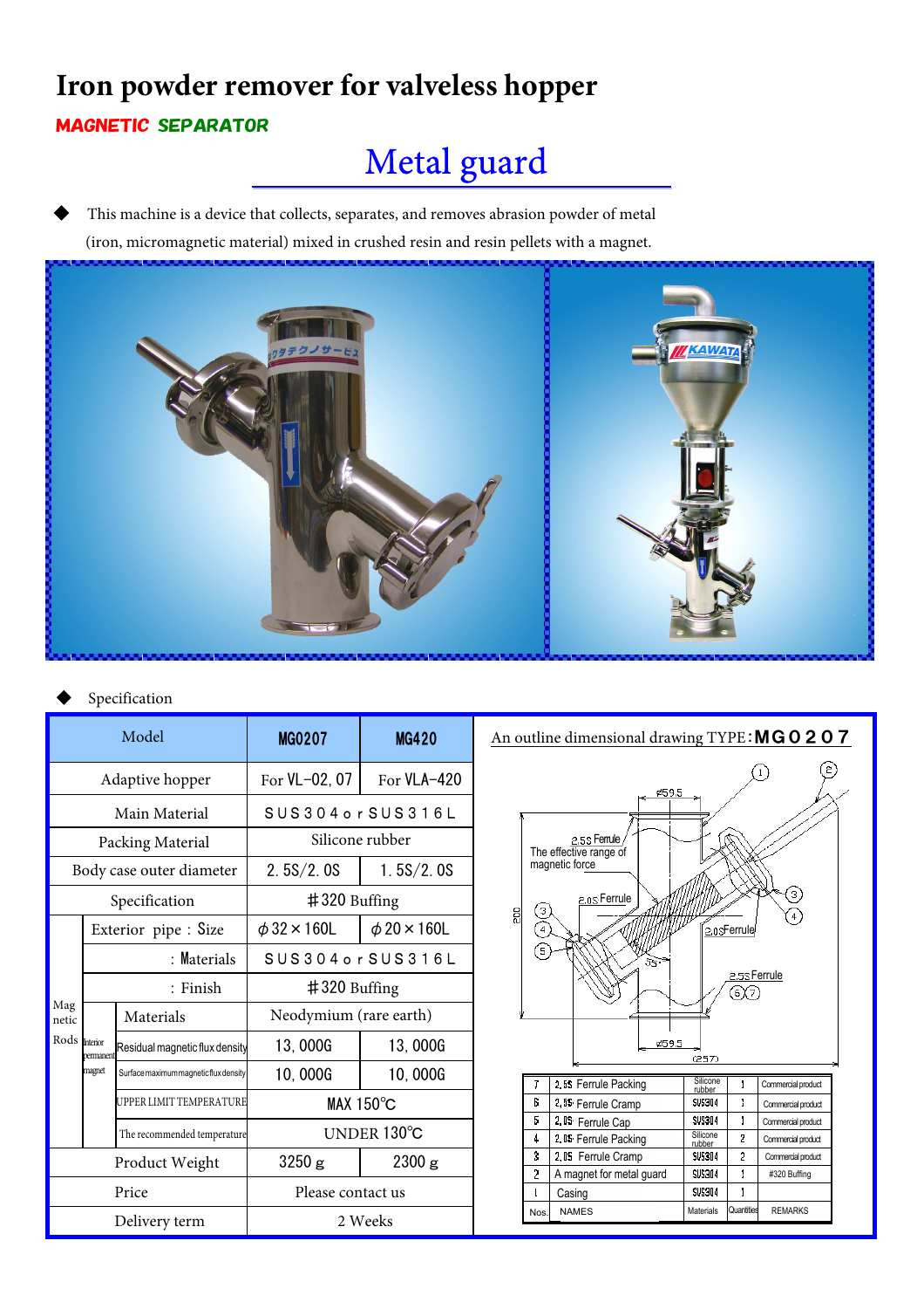# Iron powder remover for valveless hopper

**MAGNETIC SEPARATOR**

## Metal guard

- This machine is a device that collects, separates, and removes abrasion powder of metal (iron, micromagnetic material) mixed in crushed resin and resin pellets with a magnet.

- Specification

| Model | | | MG0207 | MG420 |
|---|---|---|---|---|
| Adaptive hopper | | | For VL−02, 07 | For VLA−420 |
| Main Material | | | SUS304 or SUS316L | |
| Packing Material | | | Silicone rubber | |
| Body case outer diameter | | | 2. 5S/2. 0S | 1. 5S/2. 0S |
| Specification | | | ＃320 Buffing | |
| Magnetic Rods | Exterior pipe : Size | | $\phi$32×160L | $\phi$20×160L |
| | : Materials | | SUS304 or SUS316L | |
| | : Finish | | ＃320 Buffing | |
| | Interior permanent magnet | Materials | Neodymium (rare earth) | |
| | | Residual magnetic flux density | 13, 000G | 13, 000G |
| | | Surface maximum magnetic flux density | 10, 000G | 10, 000G |
| | | UPPER LIMIT TEMPERATURE | MAX 150℃ | |
| | | The recommended temperature | UNDER 130℃ | |
| Product Weight | | | 3250 g | 2300 g |
| Price | | | Please contact us | |
| Delivery term | | | 2 Weeks | |

An outline dimensional drawing TYPE:**MG0207**

| Nos. | NAMES | Materials | Quantities | REMARKS |
|---|---|---|---|---|
| 7 | 2.5S Ferrule Packing | Silicone rubber | 1 | Commercial product |
| 6 | 2.5S Ferrule Cramp | SUS304 | 1 | Commercial product |
| 5 | 2.0S Ferrule Cap | SUS304 | 1 | Commercial product |
| 4 | 2.0S Ferrule Packing | Silicone rubber | 2 | Commercial product |
| 3 | 2.0S Ferrule Cramp | SUS304 | 2 | Commercial product |
| 2 | A magnet for metal guard | SUS304 | 1 | #320 Buffing |
| 1 | Casing | SUS304 | 1 | |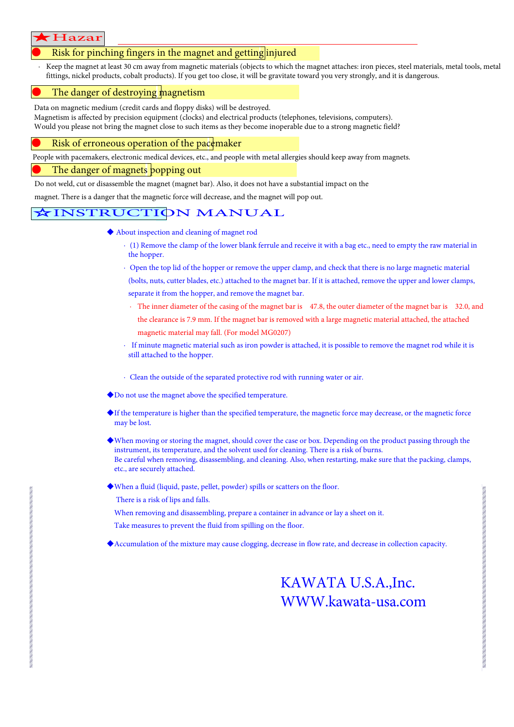## ★Hazar

### ● Risk for pinching fingers in the magnet and getting injured

- Keep the magnet at least 30 cm away from magnetic materials (objects to which the magnet attaches: iron pieces, steel materials, metal tools, metal fittings, nickel products, cobalt products). If you get too close, it will be gravitate toward you very strongly, and it is dangerous.

### ● The danger of destroying magnetism

Data on magnetic medium (credit cards and floppy disks) will be destroyed.
Magnetism is affected by precision equipment (clocks) and electrical products (telephones, televisions, computers).
Would you please not bring the magnet close to such items as they become inoperable due to a strong magnetic field?

### ● Risk of erroneous operation of the pacemaker

People with pacemakers, electronic medical devices, etc., and people with metal allergies should keep away from magnets.

### ● The danger of magnets popping out

Do not weld, cut or disassemble the magnet (magnet bar). Also, it does not have a substantial impact on the magnet. There is a danger that the magnetic force will decrease, and the magnet will pop out.

## ☆INSTRUCTION MANUAL

◆ About inspection and cleaning of magnet rod

- (1) Remove the clamp of the lower blank ferrule and receive it with a bag etc., need to empty the raw material in the hopper.
- Open the top lid of the hopper or remove the upper clamp, and check that there is no large magnetic material (bolts, nuts, cutter blades, etc.) attached to the magnet bar. If it is attached, remove the upper and lower clamps, separate it from the hopper, and remove the magnet bar.
  - The inner diameter of the casing of the magnet bar is 47.8, the outer diameter of the magnet bar is 32.0, and the clearance is 7.9 mm. If the magnet bar is removed with a large magnetic material attached, the attached magnetic material may fall. (For model MG0207)
- If minute magnetic material such as iron powder is attached, it is possible to remove the magnet rod while it is still attached to the hopper.
- Clean the outside of the separated protective rod with running water or air.

◆Do not use the magnet above the specified temperature.

◆If the temperature is higher than the specified temperature, the magnetic force may decrease, or the magnetic force may be lost.

◆When moving or storing the magnet, should cover the case or box. Depending on the product passing through the instrument, its temperature, and the solvent used for cleaning. There is a risk of burns.
Be careful when removing, disassembling, and cleaning. Also, when restarting, make sure that the packing, clamps, etc., are securely attached.

◆When a fluid (liquid, paste, pellet, powder) spills or scatters on the floor.
There is a risk of lips and falls.
When removing and disassembling, prepare a container in advance or lay a sheet on it.
Take measures to prevent the fluid from spilling on the floor.

◆Accumulation of the mixture may cause clogging, decrease in flow rate, and decrease in collection capacity.

KAWATA U.S.A.,Inc.
WWW.kawata-usa.com